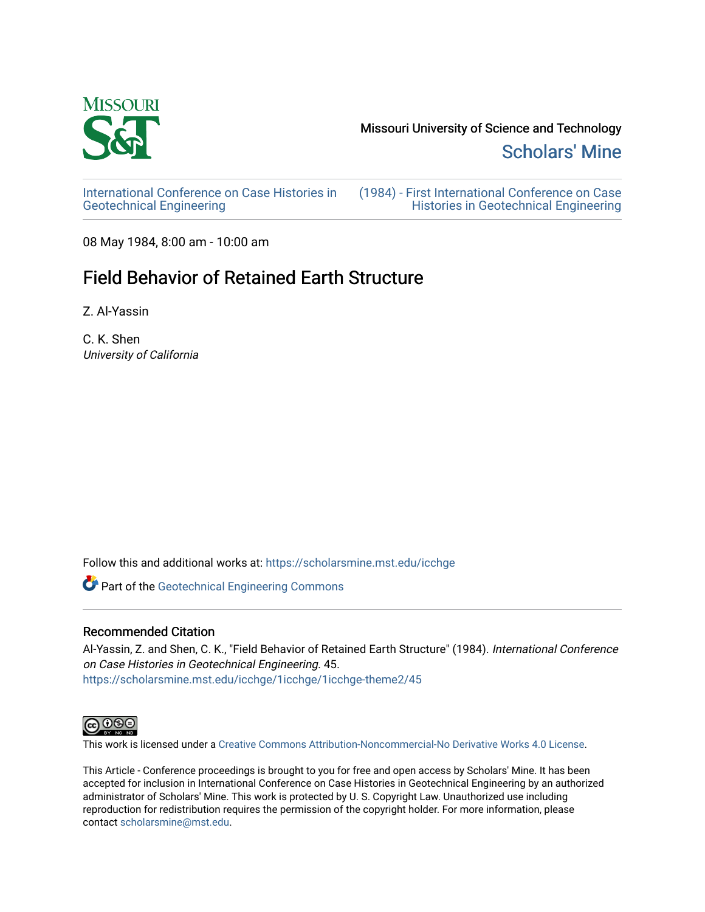Missouri University of Science and Technology

Scholars' Mine

International Conference on Case Histories in Geotechnical Engineering

(1984) - First International Conference on Case Histories in Geotechnical Engineering

08 May 1984, 8:00 am - 10:00 am

# Field Behavior of Retained Earth Structure

Z. Al-Yassin

C. K. Shen

*University of California*

Follow this and additional works at: https://scholarsmine.mst.edu/icchge

Part of the Geotechnical Engineering Commons

## Recommended Citation

Al-Yassin, Z. and Shen, C. K., "Field Behavior of Retained Earth Structure" (1984). *International Conference on Case Histories in Geotechnical Engineering*. 45.
https://scholarsmine.mst.edu/icchge/1icchge/1icchge-theme2/45

This work is licensed under a Creative Commons Attribution-Noncommercial-No Derivative Works 4.0 License.

This Article - Conference proceedings is brought to you for free and open access by Scholars' Mine. It has been accepted for inclusion in International Conference on Case Histories in Geotechnical Engineering by an authorized administrator of Scholars' Mine. This work is protected by U. S. Copyright Law. Unauthorized use including reproduction for redistribution requires the permission of the copyright holder. For more information, please contact scholarsmine@mst.edu.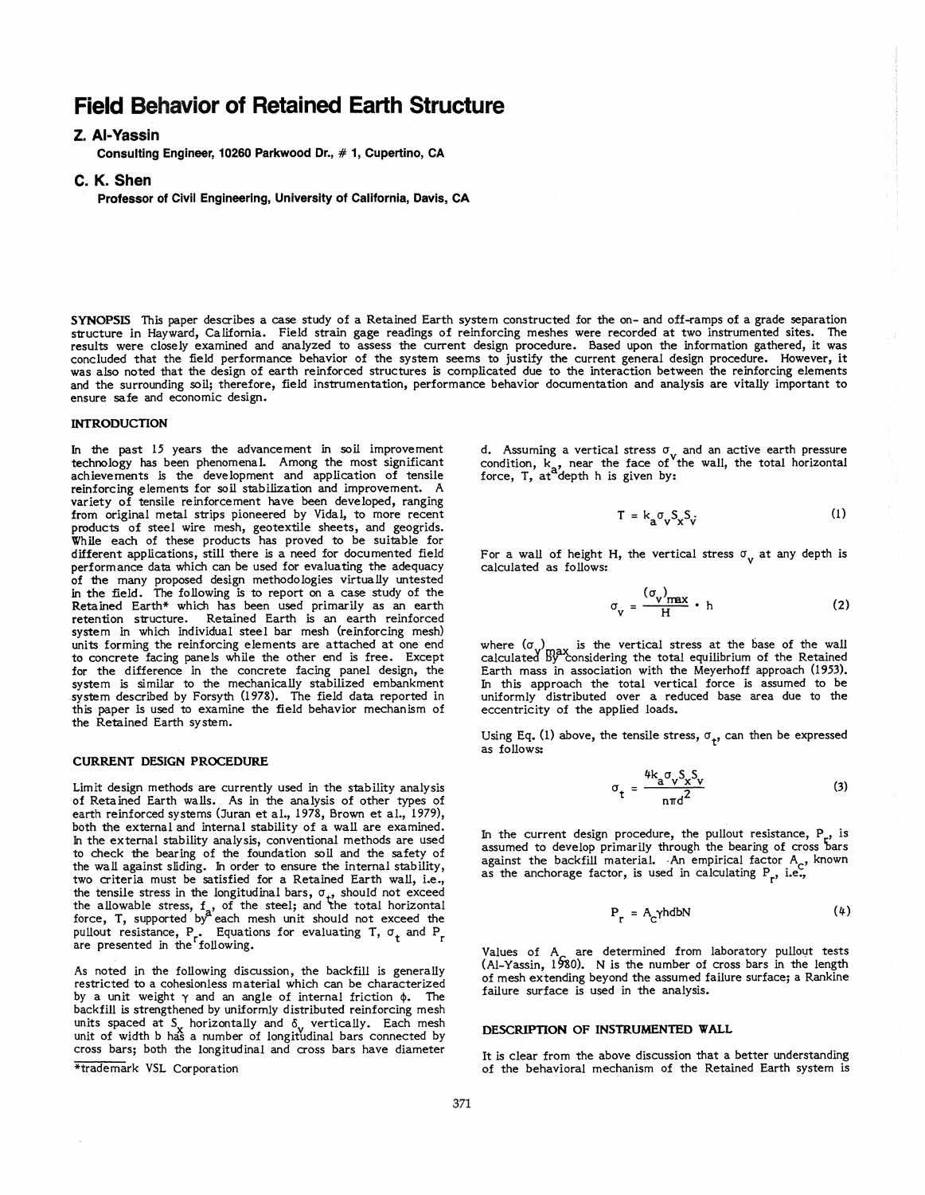# Field Behavior of Retained Earth Structure

## Z. Al-Yassin

**Consulting Engineer, 10260 Parkwood Dr., # 1, Cupertino, CA**

## C. K. Shen

**Professor of Civil Engineering, University of California, Davis, CA**

**SYNOPSIS** This paper describes a case study of a Retained Earth system constructed for the on- and off-ramps of a grade separation structure in Hayward, California. Field strain gage readings of reinforcing meshes were recorded at two instrumented sites. The results were closely examined and analyzed to assess the current design procedure. Based upon the information gathered, it was concluded that the field performance behavior of the system seems to justify the current general design procedure. However, it was also noted that the design of earth reinforced structures is complicated due to the interaction between the reinforcing elements and the surrounding soil; therefore, field instrumentation, performance behavior documentation and analysis are vitally important to ensure safe and economic design.

### INTRODUCTION

In the past 15 years the advancement in soil improvement technology has been phenomenal. Among the most significant achievements is the development and application of tensile reinforcing elements for soil stabilization and improvement. A variety of tensile reinforcement have been developed, ranging from original metal strips pioneered by Vidal, to more recent products of steel wire mesh, geotextile sheets, and geogrids. While each of these products has proved to be suitable for different applications, still there is a need for documented field performance data which can be used for evaluating the adequacy of the many proposed design methodologies virtually untested in the field. The following is to report on a case study of the Retained Earth* which has been used primarily as an earth retention structure. Retained Earth is an earth reinforced system in which individual steel bar mesh (reinforcing mesh) units forming the reinforcing elements are attached at one end to concrete facing panels while the other end is free. Except for the difference in the concrete facing panel design, the system is similar to the mechanically stabilized embankment system described by Forsyth (1978). The field data reported in this paper is used to examine the field behavior mechanism of the Retained Earth system.

### CURRENT DESIGN PROCEDURE

Limit design methods are currently used in the stability analysis of Retained Earth walls. As in the analysis of other types of earth reinforced systems (Juran et al., 1978, Brown et al., 1979), both the external and internal stability of a wall are examined. In the external stability analysis, conventional methods are used to check the bearing of the foundation soil and the safety of the wall against sliding. In order to ensure the internal stability, two criteria must be satisfied for a Retained Earth wall, i.e., the tensile stress in the longitudinal bars, $\sigma_t$, should not exceed the allowable stress, $f_a$, of the steel; and the total horizontal force, T, supported by each mesh unit should not exceed the pullout resistance, $P_r$. Equations for evaluating T, $\sigma_t$ and $P_r$ are presented in the following.

As noted in the following discussion, the backfill is generally restricted to a cohesionless material which can be characterized by a unit weight $\gamma$ and an angle of internal friction $\phi$. The backfill is strengthened by uniformly distributed reinforcing mesh units spaced at $S_x$ horizontally and $\delta_v$ vertically. Each mesh unit of width b has a number of longitudinal bars connected by cross bars; both the longitudinal and cross bars have diameter d. Assuming a vertical stress $\sigma_v$ and an active earth pressure condition, $k_a$, near the face of the wall, the total horizontal force, T, at depth h is given by:

$$T = k_a \sigma_v S_x S_v \tag{1}$$

For a wall of height H, the vertical stress $\sigma_v$ at any depth is calculated as follows:

$$\sigma_v = \frac{(\sigma_v)_{max}}{H} \cdot h \tag{2}$$

where $(\sigma_v)_{max}$ is the vertical stress at the base of the wall calculated by considering the total equilibrium of the Retained Earth mass in association with the Meyerhoff approach (1953). In this approach the total vertical force is assumed to be uniformly distributed over a reduced base area due to the eccentricity of the applied loads.

Using Eq. (1) above, the tensile stress, $\sigma_t$, can then be expressed as follows:

$$\sigma_t = \frac{4k_a \sigma_v S_x S_v}{n\pi d^2} \tag{3}$$

In the current design procedure, the pullout resistance, $P_r$, is assumed to develop primarily through the bearing of cross bars against the backfill material. An empirical factor $A_c$, known as the anchorage factor, is used in calculating $P_r$, i.e.,

$$P_r = A_c \gamma h d b N \tag{4}$$

Values of $A_c$ are determined from laboratory pullout tests (Al-Yassin, 1980). N is the number of cross bars in the length of mesh extending beyond the assumed failure surface; a Rankine failure surface is used in the analysis.

### DESCRIPTION OF INSTRUMENTED WALL

It is clear from the above discussion that a better understanding of the behavioral mechanism of the Retained Earth system is

*trademark VSL Corporation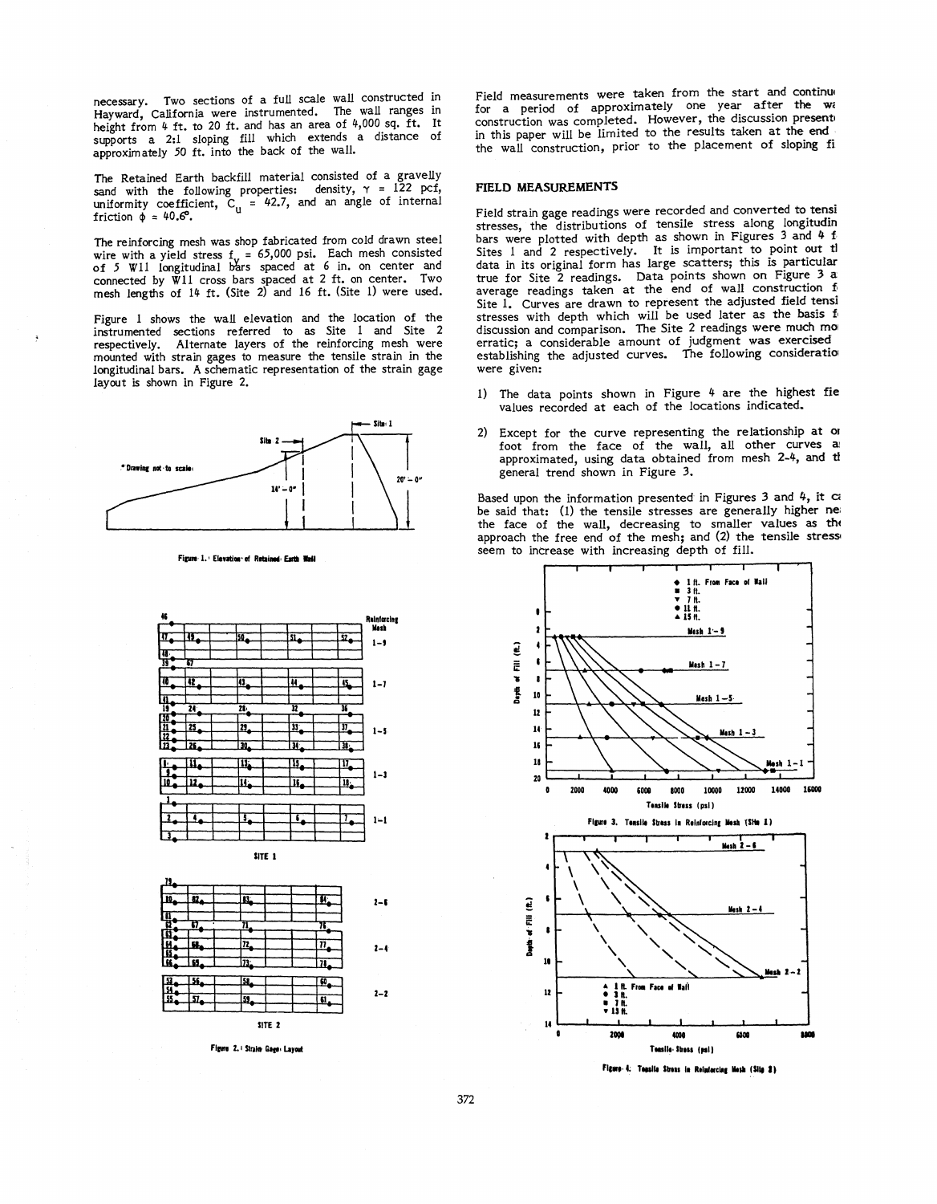necessary. Two sections of a full scale wall constructed in Hayward, California were instrumented. The wall ranges in height from 4 ft. to 20 ft. and has an area of 4,000 sq. ft. It supports a 2:1 sloping fill which extends a distance of approximately 50 ft. into the back of the wall.

The Retained Earth backfill material consisted of a gravelly sand with the following properties: density, $\gamma$ = 122 pcf, uniformity coefficient, $C_u$ = 42.7, and an angle of internal friction $\phi$ = 40.6°.

The reinforcing mesh was shop fabricated from cold drawn steel wire with a yield stress $f_y$ = 65,000 psi. Each mesh consisted of 5 W11 longitudinal bars spaced at 6 in. on center and connected by W11 cross bars spaced at 2 ft. on center. Two mesh lengths of 14 ft. (Site 2) and 16 ft. (Site 1) were used.

Figure 1 shows the wall elevation and the location of the instrumented sections referred to as Site 1 and Site 2 respectively. Alternate layers of the reinforcing mesh were mounted with strain gages to measure the tensile strain in the longitudinal bars. A schematic representation of the strain gage layout is shown in Figure 2.

Figure 1. Elevation of Retained Earth Wall

Figure 2. Strain Gage Layout

Field measurements were taken from the start and continu for a period of approximately one year after the wa construction was completed. However, the discussion present in this paper will be limited to the results taken at the end the wall construction, prior to the placement of sloping fi

## FIELD MEASUREMENTS

Field strain gage readings were recorded and converted to tensi stresses, the distributions of tensile stress along longitudin bars were plotted with depth as shown in Figures 3 and 4 f Sites 1 and 2 respectively. It is important to point out th data in its original form has large scatters; this is particular true for Site 2 readings. Data points shown on Figure 3 a average readings taken at the end of wall construction f Site 1. Curves are drawn to represent the adjusted field tensi stresses with depth which will be used later as the basis f discussion and comparison. The Site 2 readings were much mo erratic; a considerable amount of judgment was exercised establishing the adjusted curves. The following consideratio were given:

1) The data points shown in Figure 4 are the highest fie values recorded at each of the locations indicated.

2) Except for the curve representing the relationship at o foot from the face of the wall, all other curves a approximated, using data obtained from mesh 2-4, and th general trend shown in Figure 3.

Based upon the information presented in Figures 3 and 4, it ca be said that: (1) the tensile stresses are generally higher ne the face of the wall, decreasing to smaller values as the approach the free end of the mesh; and (2) the tensile stress seem to increase with increasing depth of fill.

Figure 3. Tensile Stress in Reinforcing Mesh (Site 1)

Figure 4. Tensile Stress in Reinforcing Mesh (Site 2)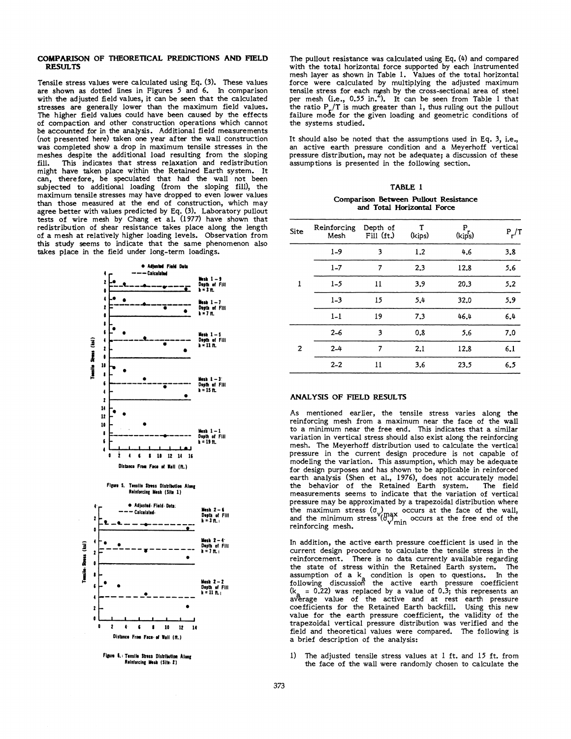## COMPARISON OF THEORETICAL PREDICTIONS AND FIELD RESULTS

Tensile stress values were calculated using Eq. (3). These values are shown as dotted lines in Figures 5 and 6. In comparison with the adjusted field values, it can be seen that the calculated stresses are generally lower than the maximum field values. The higher field values could have been caused by the effects of compaction and other construction operations which cannot be accounted for in the analysis. Additional field measurements (not presented here) taken one year after the wall construction was completed show a drop in maximum tensile stresses in the meshes despite the additional load resulting from the sloping fill. This indicates that stress relaxation and redistribution might have taken place within the Retained Earth system. It can, therefore, be speculated that had the wall not been subjected to additional loading (from the sloping fill), the maximum tensile stresses may have dropped to even lower values than those measured at the end of construction, which may agree better with values predicted by Eq. (3). Laboratory pullout tests of wire mesh by Chang et al. (1977) have shown that redistribution of shear resistance takes place along the length of a mesh at relatively higher loading levels. Observation from this study seems to indicate that the same phenomenon also takes place in the field under long-term loadings.

Figure 5. Tensile Stress Distribution Along Reinforcing Mesh (Site 1)

Figure 6. Tensile Stress Distribution Along Reinforcing Mesh (Site 2)

The pullout resistance was calculated using Eq. (4) and compared with the total horizontal force supported by each instrumented mesh layer as shown in Table 1. Values of the total horizontal force were calculated by multiplying the adjusted maximum tensile stress for each mesh by the cross-sectional area of steel per mesh (i.e., 0.55 in.$^2$). It can be seen from Table 1 that the ratio $P_r/T$ is much greater than 1, thus ruling out the pullout failure mode for the given loading and geometric conditions of the systems studied.

It should also be noted that the assumptions used in Eq. 3, i.e., an active earth pressure condition and a Meyerhoff vertical pressure distribution, may not be adequate; a discussion of these assumptions is presented in the following section.

**TABLE 1**

**Comparison Between Pullout Resistance and Total Horizontal Force**

| Site | Reinforcing Mesh | Depth of Fill (ft.) | T (kips) | $P_r$ (kips) | $P_r/T$ |
|---|---|---|---|---|---|
| 1 | 1-9 | 3 | 1.2 | 4.6 | 3.8 |
| | 1-7 | 7 | 2.3 | 12.8 | 5.6 |
| | 1-5 | 11 | 3.9 | 20.3 | 5.2 |
| | 1-3 | 15 | 5.4 | 32.0 | 5.9 |
| | 1-1 | 19 | 7.3 | 46.4 | 6.4 |
| 2 | 2-6 | 3 | 0.8 | 5.6 | 7.0 |
| | 2-4 | 7 | 2.1 | 12.8 | 6.1 |
| | 2-2 | 11 | 3.6 | 23.5 | 6.5 |

## ANALYSIS OF FIELD RESULTS

As mentioned earlier, the tensile stress varies along the reinforcing mesh from a maximum near the face of the wall to a minimum near the free end. This indicates that a similar variation in vertical stress should also exist along the reinforcing mesh. The Meyerhoff distribution used to calculate the vertical pressure in the current design procedure is not capable of modeling the variation. This assumption, which may be adequate for design purposes and has shown to be applicable in reinforced earth analysis (Shen et al., 1976), does not accurately model the behavior of the Retained Earth system. The field measurements seems to indicate that the variation of vertical pressure may be approximated by a trapezoidal distribution where the maximum stress $(\sigma_v)_{max}$ occurs at the face of the wall, and the minimum stress $(\sigma_v)_{min}$ occurs at the free end of the reinforcing mesh.

In addition, the active earth pressure coefficient is used in the current design procedure to calculate the tensile stress in the reinforcement. There is no data currently available regarding the state of stress within the Retained Earth system. The assumption of a $k_a$ condition is open to questions. In the following discussion the active earth pressure coefficient ($k_a = 0.22$) was replaced by a value of 0.3; this represents an average value of the active and at rest earth pressure coefficients for the Retained Earth backfill. Using this new value for the earth pressure coefficient, the validity of the trapezoidal vertical pressure distribution was verified and the field and theoretical values were compared. The following is a brief description of the analysis:

1) The adjusted tensile stress values at 1 ft. and 15 ft. from the face of the wall were randomly chosen to calculate the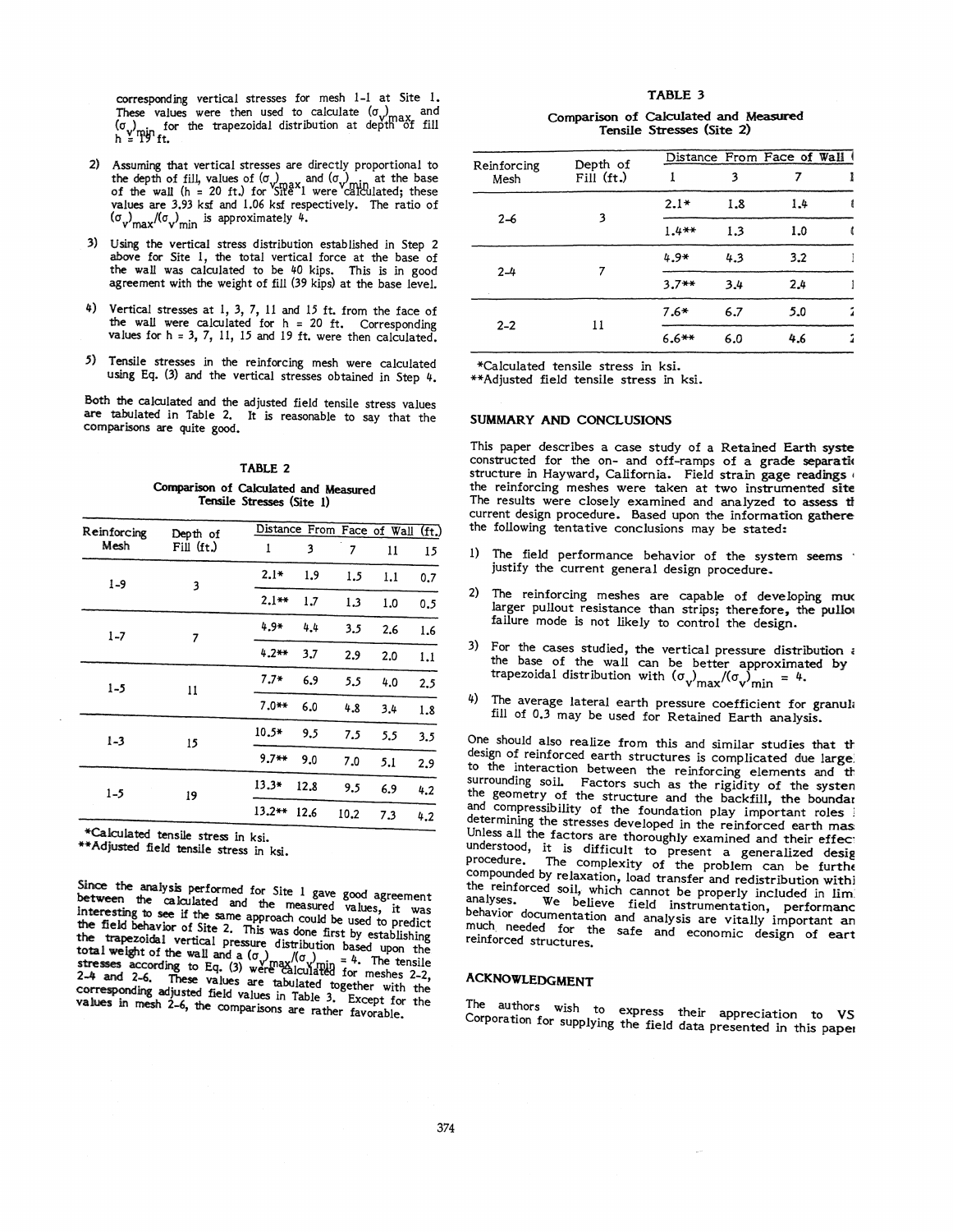corresponding vertical stresses for mesh 1-1 at Site 1. These values were then used to calculate $(\sigma_v)_{max}$ and $(\sigma_v)_{min}$ for the trapezoidal distribution at depth of fill h = 19 ft.

2) Assuming that vertical stresses are directly proportional to the depth of fill, values of $(\sigma_v)_{max}$ and $(\sigma_v)_{min}$ at the base of the wall (h = 20 ft.) for Site 1 were calculated; these values are 3.93 ksf and 1.06 ksf respectively. The ratio of $(\sigma_v)_{max}/(\sigma_v)_{min}$ is approximately 4.

3) Using the vertical stress distribution established in Step 2 above for Site 1, the total vertical force at the base of the wall was calculated to be 40 kips. This is in good agreement with the weight of fill (39 kips) at the base level.

4) Vertical stresses at 1, 3, 7, 11 and 15 ft. from the face of the wall were calculated for h = 20 ft. Corresponding values for h = 3, 7, 11, 15 and 19 ft. were then calculated.

5) Tensile stresses in the reinforcing mesh were calculated using Eq. (3) and the vertical stresses obtained in Step 4.

Both the calculated and the adjusted field tensile stress values are tabulated in Table 2. It is reasonable to say that the comparisons are quite good.

**TABLE 2**

**Comparison of Calculated and Measured Tensile Stresses (Site 1)**

| Reinforcing Mesh | Depth of Fill (ft.) | Distance From Face of Wall (ft.) | | | | |
|---|---|---|---|---|---|---|
| | | 1 | 3 | 7 | 11 | 15 |
| 1-9 | 3 | 2.1* | 1.9 | 1.5 | 1.1 | 0.7 |
| | | 2.1** | 1.7 | 1.3 | 1.0 | 0.5 |
| 1-7 | 7 | 4.9* | 4.4 | 3.5 | 2.6 | 1.6 |
| | | 4.2** | 3.7 | 2.9 | 2.0 | 1.1 |
| 1-5 | 11 | 7.7* | 6.9 | 5.5 | 4.0 | 2.5 |
| | | 7.0** | 6.0 | 4.8 | 3.4 | 1.8 |
| 1-3 | 15 | 10.5* | 9.5 | 7.5 | 5.5 | 3.5 |
| | | 9.7** | 9.0 | 7.0 | 5.1 | 2.9 |
| 1-5 | 19 | 13.3* | 12.8 | 9.5 | 6.9 | 4.2 |
| | | 13.2** | 12.6 | 10.2 | 7.3 | 4.2 |

*Calculated tensile stress in ksi.
**Adjusted field tensile stress in ksi.

Since the analysis performed for Site 1 gave good agreement between the calculated and the measured values, it was interesting to see if the same approach could be used to predict the field behavior of Site 2. This was done first by establishing the trapezoidal vertical pressure distribution based upon the total weight of the wall and a $(\sigma_v)_{max}/(\sigma_v)_{min} = 4$. The tensile stresses according to Eq. (3) were calculated for meshes 2-2, 2-4 and 2-6. These values are tabulated together with the corresponding adjusted field values in Table 3. Except for the values in mesh 2-6, the comparisons are rather favorable.

**TABLE 3**

**Comparison of Calculated and Measured Tensile Stresses (Site 2)**

| Reinforcing Mesh | Depth of Fill (ft.) | Distance From Face of Wall ( | | | |
|---|---|---|---|---|---|
| | | 1 | 3 | 7 | 1 |
| 2-6 | 3 | 2.1* | 1.8 | 1.4 | ( |
| | | 1.4** | 1.3 | 1.0 | ( |
| 2-4 | 7 | 4.9* | 4.3 | 3.2 | |
| | | 3.7** | 3.4 | 2.4 | |
| 2-2 | 11 | 7.6* | 6.7 | 5.0 | |
| | | 6.6** | 6.0 | 4.6 | |

*Calculated tensile stress in ksi.
**Adjusted field tensile stress in ksi.

## SUMMARY AND CONCLUSIONS

This paper describes a case study of a Retained Earth syste constructed for the on- and off-ramps of a grade separati structure in Hayward, California. Field strain gage readings the reinforcing meshes were taken at two instrumented site The results were closely examined and analyzed to assess t current design procedure. Based upon the information gathere the following tentative conclusions may be stated:

1) The field performance behavior of the system seems justify the current general design procedure.

2) The reinforcing meshes are capable of developing mu larger pullout resistance than strips; therefore, the pullo failure mode is not likely to control the design.

3) For the cases studied, the vertical pressure distribution the base of the wall can be better approximated by trapezoidal distribution with $(\sigma_v)_{max}/(\sigma_v)_{min} = 4$.

4) The average lateral earth pressure coefficient for granul fill of 0.3 may be used for Retained Earth analysis.

One should also realize from this and similar studies that th design of reinforced earth structures is complicated due large to the interaction between the reinforcing elements and th surrounding soil. Factors such as the rigidity of the system the geometry of the structure and the backfill, the boundar and compressibility of the foundation play important roles determining the stresses developed in the reinforced earth mas Unless all the factors are thoroughly examined and their effec understood, it is difficult to present a generalized desig procedure. The complexity of the problem can be furth compounded by relaxation, load transfer and redistribution withi the reinforced soil, which cannot be properly included in lim analyses. We believe field instrumentation, performanc behavior documentation and analysis are vitally important an much needed for the safe and economic design of eart reinforced structures.

## ACKNOWLEDGMENT

The authors wish to express their appreciation to VS Corporation for supplying the field data presented in this pape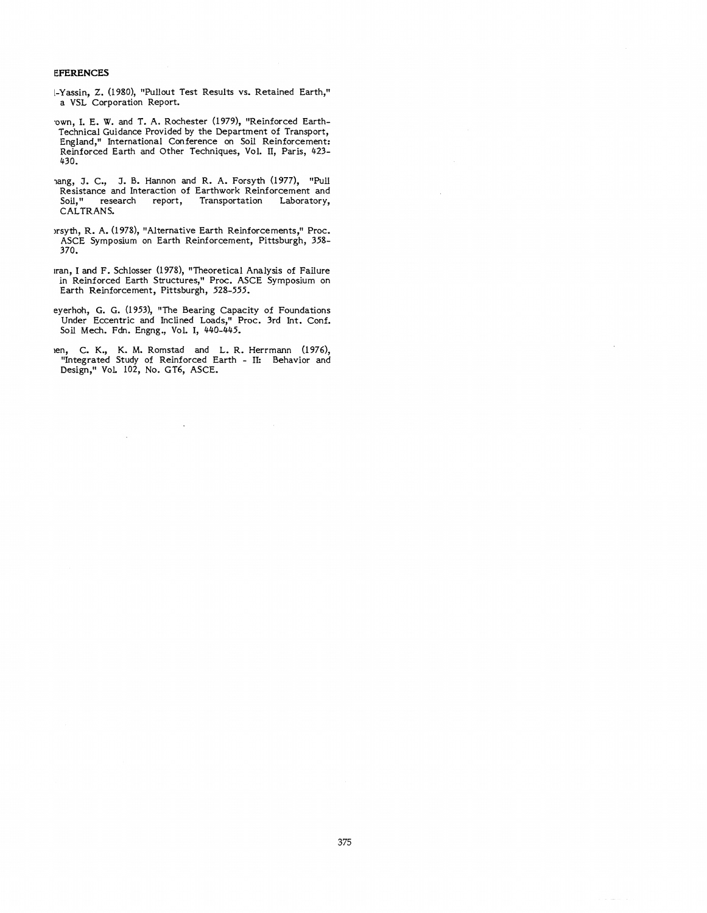# EFERENCES

l-Yassin, Z. (1980), "Pullout Test Results vs. Retained Earth," a VSL Corporation Report.

own, I. E. W. and T. A. Rochester (1979), "Reinforced Earth-Technical Guidance Provided by the Department of Transport, England," International Conference on Soil Reinforcement: Reinforced Earth and Other Techniques, Vol. II, Paris, 423-430.

nang, J. C., J. B. Hannon and R. A. Forsyth (1977), "Pull Resistance and Interaction of Earthwork Reinforcement and Soil," research report, Transportation Laboratory, CALTRANS.

orsyth, R. A. (1978), "Alternative Earth Reinforcements," Proc. ASCE Symposium on Earth Reinforcement, Pittsburgh, 358-370.

ıran, I and F. Schlosser (1978), "Theoretical Analysis of Failure in Reinforced Earth Structures," Proc. ASCE Symposium on Earth Reinforcement, Pittsburgh, 528-555.

eyerhoh, G. G. (1953), "The Bearing Capacity of Foundations Under Eccentric and Inclined Loads," Proc. 3rd Int. Conf. Soil Mech. Fdn. Engng., Vol. I, 440-445.

ıen, C. K., K. M. Romstad and L. R. Herrmann (1976), "Integrated Study of Reinforced Earth - II: Behavior and Design," Vol. 102, No. GT6, ASCE.